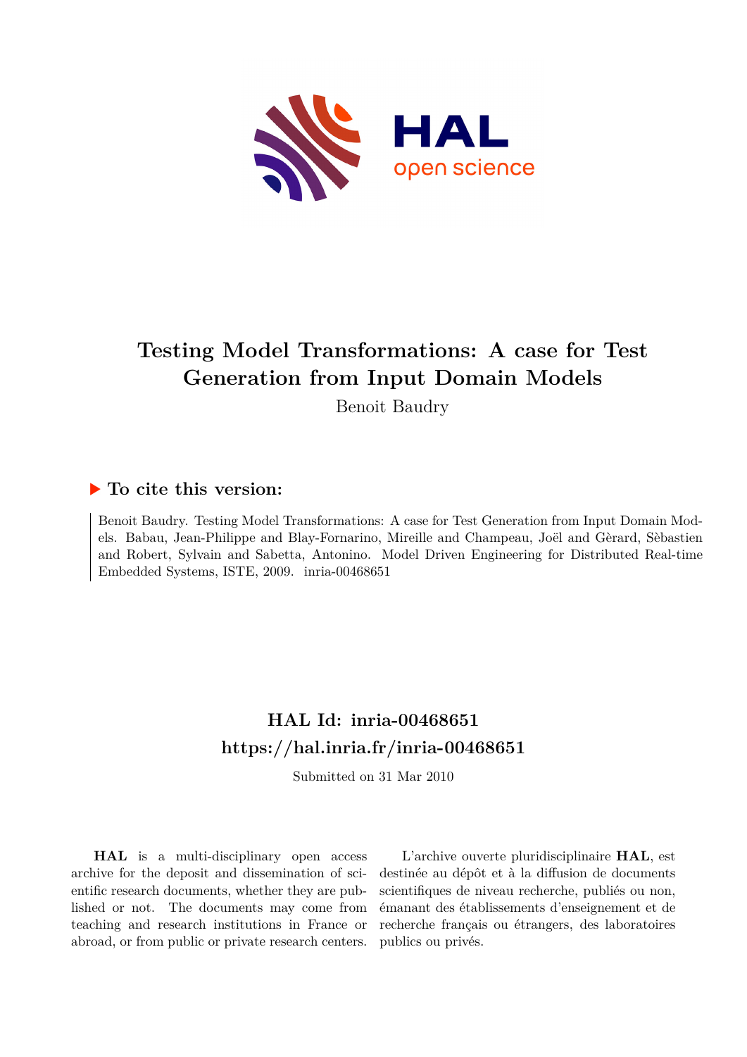# Testing Model Transformations: A case for Test Generation from Input Domain Models

Benoit Baudry

## ▶ To cite this version:

Benoit Baudry. Testing Model Transformations: A case for Test Generation from Input Domain Models. Babau, Jean-Philippe and Blay-Fornarino, Mireille and Champeau, Joël and Gèrard, Sèbastien and Robert, Sylvain and Sabetta, Antonino. Model Driven Engineering for Distributed Real-time Embedded Systems, ISTE, 2009. inria-00468651

## HAL Id: inria-00468651

## https://hal.inria.fr/inria-00468651

Submitted on 31 Mar 2010

**HAL** is a multi-disciplinary open access archive for the deposit and dissemination of scientific research documents, whether they are published or not. The documents may come from teaching and research institutions in France or abroad, or from public or private research centers.

L'archive ouverte pluridisciplinaire **HAL**, est destinée au dépôt et à la diffusion de documents scientifiques de niveau recherche, publiés ou non, émanant des établissements d'enseignement et de recherche français ou étrangers, des laboratoires publics ou privés.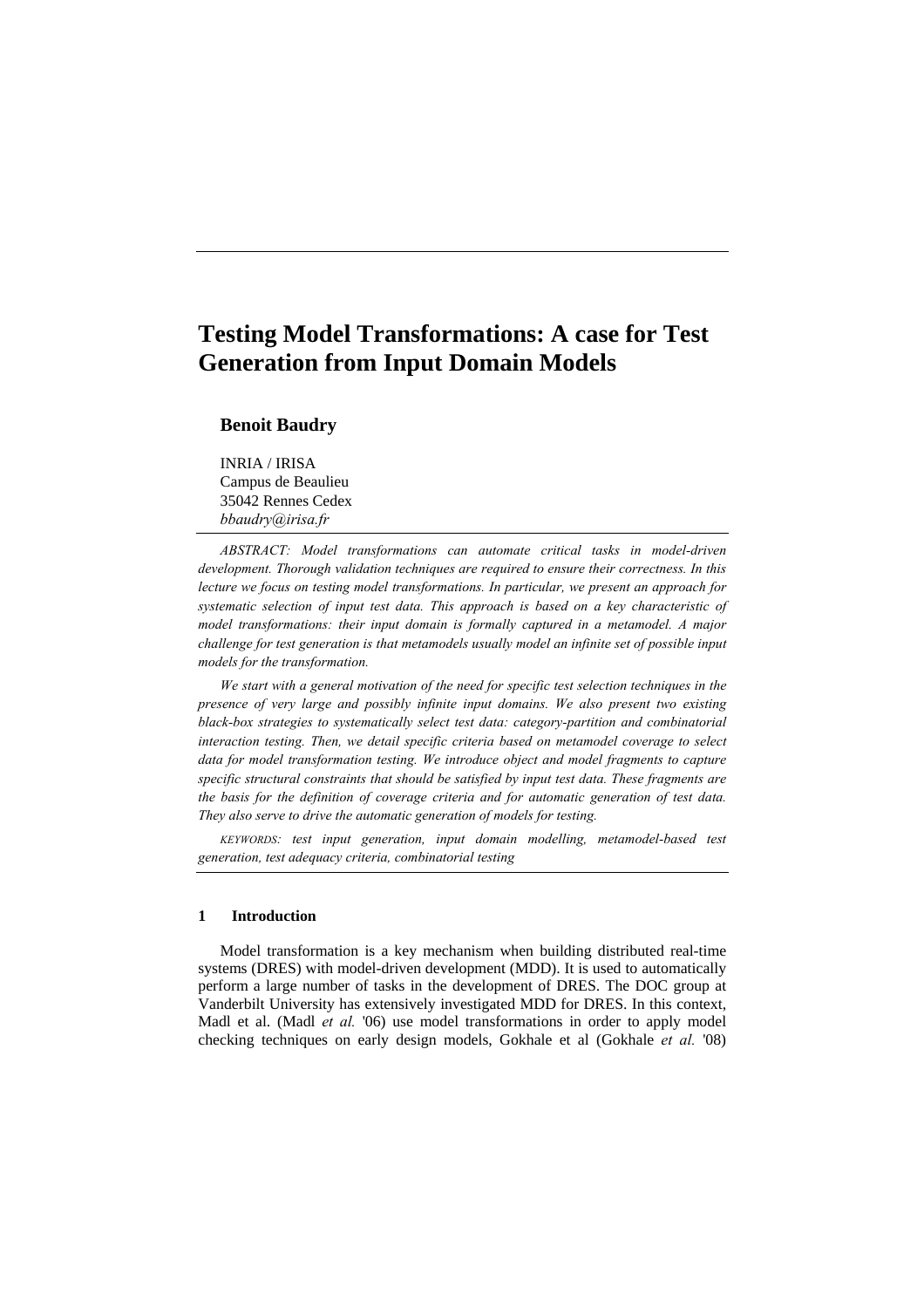# Testing Model Transformations: A case for Test Generation from Input Domain Models

**Benoit Baudry**

INRIA / IRISA
Campus de Beaulieu
35042 Rennes Cedex
*bbaudry@irisa.fr*

---

*ABSTRACT: Model transformations can automate critical tasks in model-driven development. Thorough validation techniques are required to ensure their correctness. In this lecture we focus on testing model transformations. In particular, we present an approach for systematic selection of input test data. This approach is based on a key characteristic of model transformations: their input domain is formally captured in a metamodel. A major challenge for test generation is that metamodels usually model an infinite set of possible input models for the transformation.*

*We start with a general motivation of the need for specific test selection techniques in the presence of very large and possibly infinite input domains. We also present two existing black-box strategies to systematically select test data: category-partition and combinatorial interaction testing. Then, we detail specific criteria based on metamodel coverage to select data for model transformation testing. We introduce object and model fragments to capture specific structural constraints that should be satisfied by input test data. These fragments are the basis for the definition of coverage criteria and for automatic generation of test data. They also serve to drive the automatic generation of models for testing.*

*KEYWORDS: test input generation, input domain modelling, metamodel-based test generation, test adequacy criteria, combinatorial testing*

---

## 1 Introduction

Model transformation is a key mechanism when building distributed real-time systems (DRES) with model-driven development (MDD). It is used to automatically perform a large number of tasks in the development of DRES. The DOC group at Vanderbilt University has extensively investigated MDD for DRES. In this context, Madl et al. (Madl *et al.* '06) use model transformations in order to apply model checking techniques on early design models, Gokhale et al (Gokhale *et al.* '08)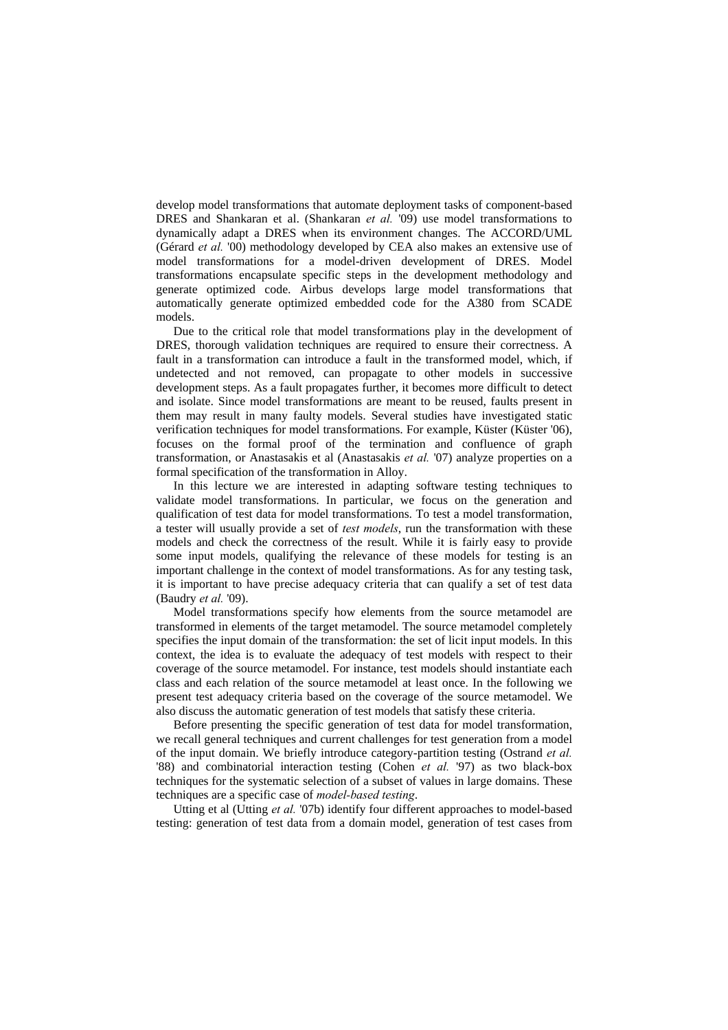develop model transformations that automate deployment tasks of component-based DRES and Shankaran et al. (Shankaran *et al.* '09) use model transformations to dynamically adapt a DRES when its environment changes. The ACCORD/UML (Gérard *et al.* '00) methodology developed by CEA also makes an extensive use of model transformations for a model-driven development of DRES. Model transformations encapsulate specific steps in the development methodology and generate optimized code. Airbus develops large model transformations that automatically generate optimized embedded code for the A380 from SCADE models.

Due to the critical role that model transformations play in the development of DRES, thorough validation techniques are required to ensure their correctness. A fault in a transformation can introduce a fault in the transformed model, which, if undetected and not removed, can propagate to other models in successive development steps. As a fault propagates further, it becomes more difficult to detect and isolate. Since model transformations are meant to be reused, faults present in them may result in many faulty models. Several studies have investigated static verification techniques for model transformations. For example, Küster (Küster '06), focuses on the formal proof of the termination and confluence of graph transformation, or Anastasakis et al (Anastasakis *et al.* '07) analyze properties on a formal specification of the transformation in Alloy.

In this lecture we are interested in adapting software testing techniques to validate model transformations. In particular, we focus on the generation and qualification of test data for model transformations. To test a model transformation, a tester will usually provide a set of *test models*, run the transformation with these models and check the correctness of the result. While it is fairly easy to provide some input models, qualifying the relevance of these models for testing is an important challenge in the context of model transformations. As for any testing task, it is important to have precise adequacy criteria that can qualify a set of test data (Baudry *et al.* '09).

Model transformations specify how elements from the source metamodel are transformed in elements of the target metamodel. The source metamodel completely specifies the input domain of the transformation: the set of licit input models. In this context, the idea is to evaluate the adequacy of test models with respect to their coverage of the source metamodel. For instance, test models should instantiate each class and each relation of the source metamodel at least once. In the following we present test adequacy criteria based on the coverage of the source metamodel. We also discuss the automatic generation of test models that satisfy these criteria.

Before presenting the specific generation of test data for model transformation, we recall general techniques and current challenges for test generation from a model of the input domain. We briefly introduce category-partition testing (Ostrand *et al.* '88) and combinatorial interaction testing (Cohen *et al.* '97) as two black-box techniques for the systematic selection of a subset of values in large domains. These techniques are a specific case of *model-based testing*.

Utting et al (Utting *et al.* '07b) identify four different approaches to model-based testing: generation of test data from a domain model, generation of test cases from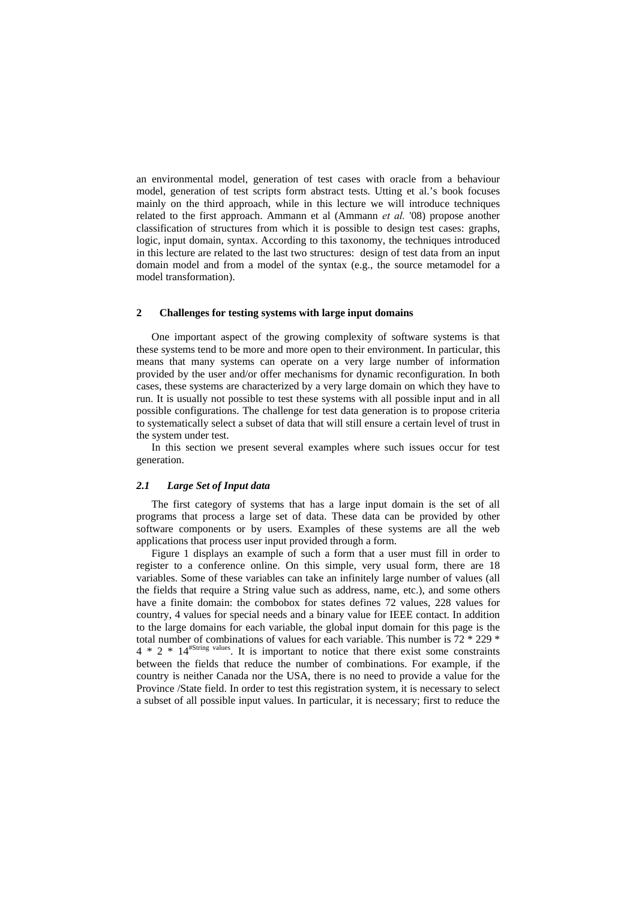an environmental model, generation of test cases with oracle from a behaviour model, generation of test scripts form abstract tests. Utting et al.'s book focuses mainly on the third approach, while in this lecture we will introduce techniques related to the first approach. Ammann et al (Ammann *et al.* '08) propose another classification of structures from which it is possible to design test cases: graphs, logic, input domain, syntax. According to this taxonomy, the techniques introduced in this lecture are related to the last two structures: design of test data from an input domain model and from a model of the syntax (e.g., the source metamodel for a model transformation).

## 2 Challenges for testing systems with large input domains

One important aspect of the growing complexity of software systems is that these systems tend to be more and more open to their environment. In particular, this means that many systems can operate on a very large number of information provided by the user and/or offer mechanisms for dynamic reconfiguration. In both cases, these systems are characterized by a very large domain on which they have to run. It is usually not possible to test these systems with all possible input and in all possible configurations. The challenge for test data generation is to propose criteria to systematically select a subset of data that will still ensure a certain level of trust in the system under test.

In this section we present several examples where such issues occur for test generation.

### *2.1 Large Set of Input data*

The first category of systems that has a large input domain is the set of all programs that process a large set of data. These data can be provided by other software components or by users. Examples of these systems are all the web applications that process user input provided through a form.

Figure 1 displays an example of such a form that a user must fill in order to register to a conference online. On this simple, very usual form, there are 18 variables. Some of these variables can take an infinitely large number of values (all the fields that require a String value such as address, name, etc.), and some others have a finite domain: the combobox for states defines 72 values, 228 values for country, 4 values for special needs and a binary value for IEEE contact. In addition to the large domains for each variable, the global input domain for this page is the total number of combinations of values for each variable. This number is $72 * 229 * 4 * 2 * 14^{\#String\ values}$. It is important to notice that there exist some constraints between the fields that reduce the number of combinations. For example, if the country is neither Canada nor the USA, there is no need to provide a value for the Province /State field. In order to test this registration system, it is necessary to select a subset of all possible input values. In particular, it is necessary; first to reduce the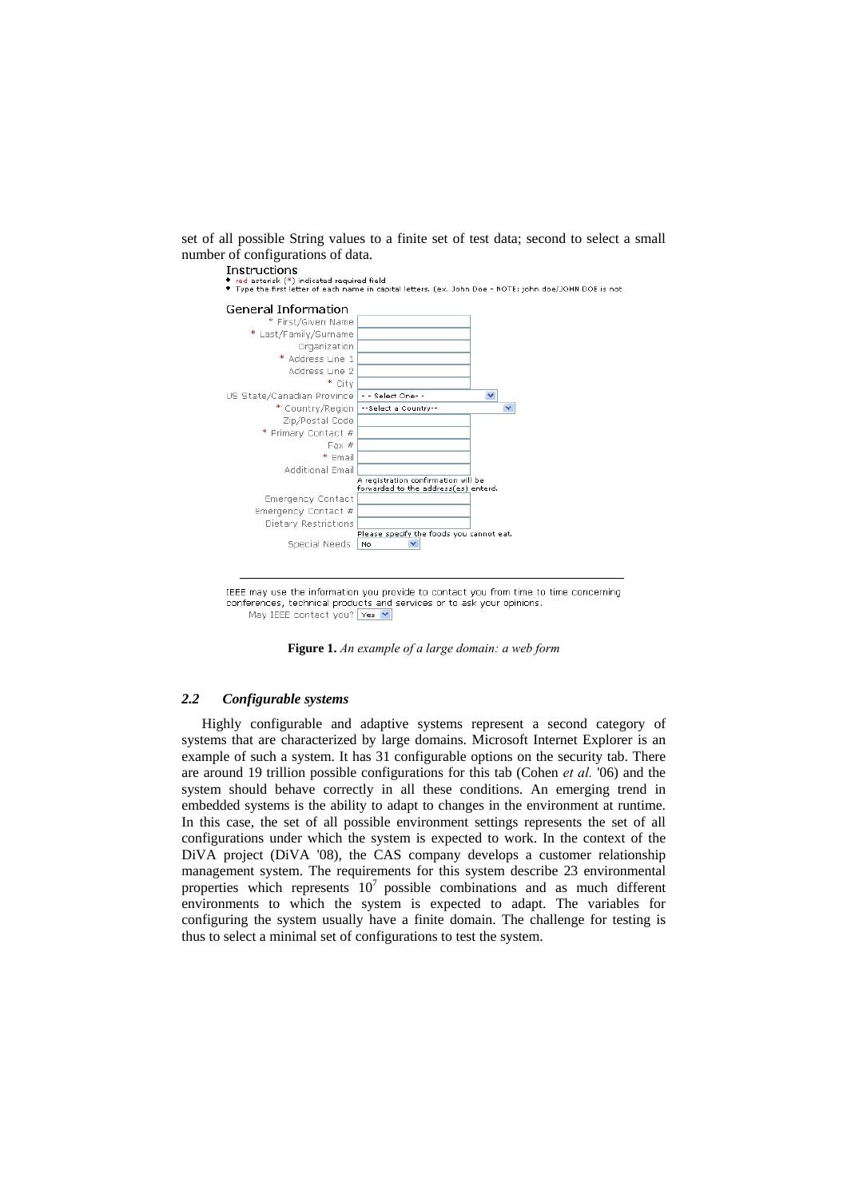set of all possible String values to a finite set of test data; second to select a small number of configurations of data.

Instructions

- red asterisk (*) indicated required field
- Type the first letter of each name in capital letters. (ex. John Doe - NOTE: john doe/JOHN DOE is not

General Information

| | |
|---|---|
| * First/Given Name | |
| * Last/Family/Surname | |
| Organization | |
| * Address Line 1 | |
| Address Line 2 | |
| * City | |
| US State/Canadian Province | - - Select One- - |
| * Country/Region | --Select a Country-- |
| Zip/Postal Code | |
| * Primary Contact # | |
| Fax # | |
| * Email | |
| Additional Email | A registration confirmation will be forwarded to the address(es) enterd. |
| Emergency Contact | |
| Emergency Contact # | |
| Dietary Restrictions | Please specify the foods you cannot eat. |
| Special Needs | No |

IEEE may use the information you provide to contact you from time to time concerning conferences, technical products and services or to ask your opinions.

May IEEE contact you? Yes

**Figure 1.** *An example of a large domain: a web form*

### *2.2 Configurable systems*

Highly configurable and adaptive systems represent a second category of systems that are characterized by large domains. Microsoft Internet Explorer is an example of such a system. It has 31 configurable options on the security tab. There are around 19 trillion possible configurations for this tab (Cohen *et al.* '06) and the system should behave correctly in all these conditions. An emerging trend in embedded systems is the ability to adapt to changes in the environment at runtime. In this case, the set of all possible environment settings represents the set of all configurations under which the system is expected to work. In the context of the DiVA project (DiVA '08), the CAS company develops a customer relationship management system. The requirements for this system describe 23 environmental properties which represents $10^7$ possible combinations and as much different environments to which the system is expected to adapt. The variables for configuring the system usually have a finite domain. The challenge for testing is thus to select a minimal set of configurations to test the system.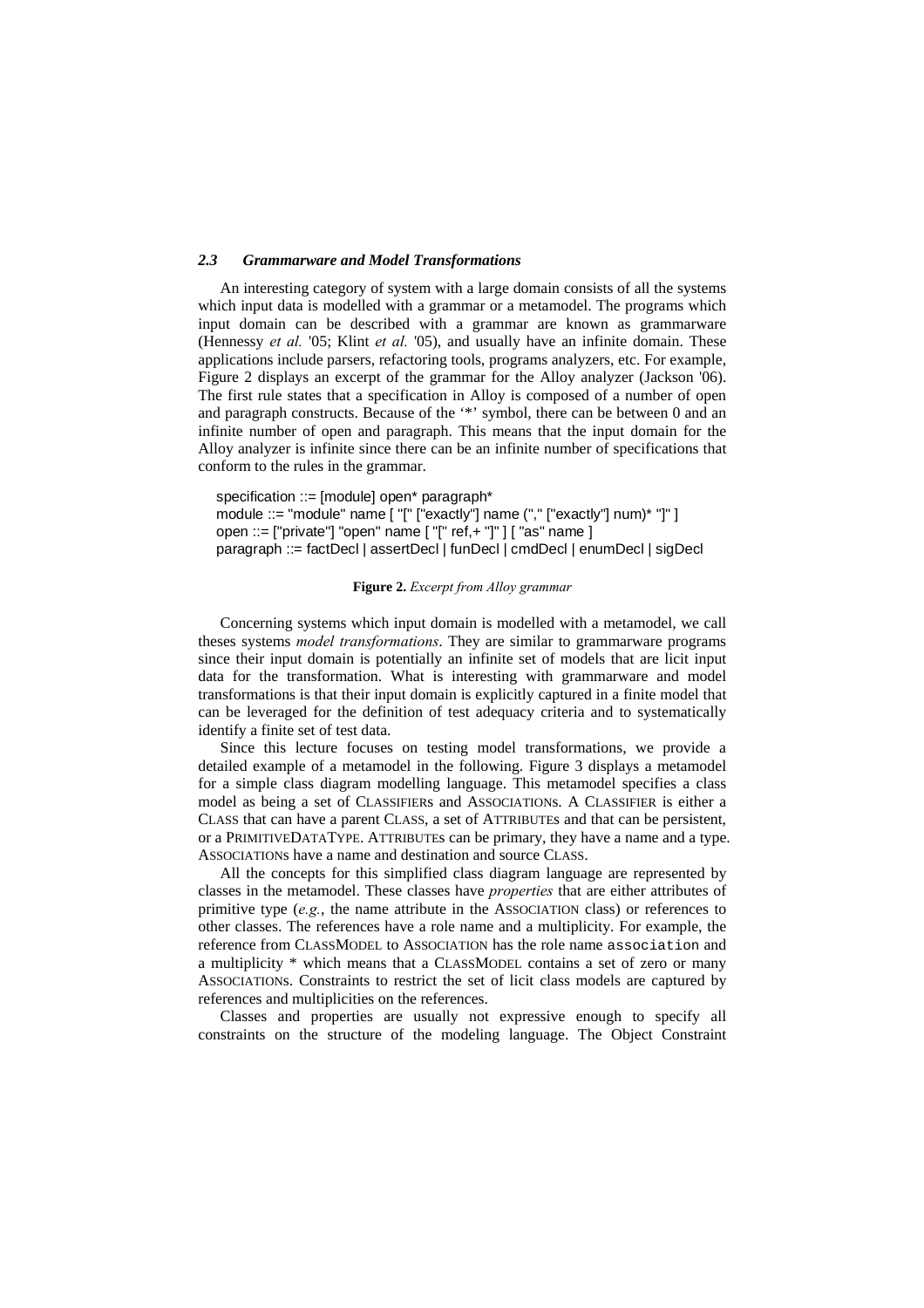### *2.3 Grammarware and Model Transformations*

An interesting category of system with a large domain consists of all the systems which input data is modelled with a grammar or a metamodel. The programs which input domain can be described with a grammar are known as grammarware (Hennessy *et al.* '05; Klint *et al.* '05), and usually have an infinite domain. These applications include parsers, refactoring tools, programs analyzers, etc. For example, Figure 2 displays an excerpt of the grammar for the Alloy analyzer (Jackson '06). The first rule states that a specification in Alloy is composed of a number of open and paragraph constructs. Because of the '*' symbol, there can be between 0 and an infinite number of open and paragraph. This means that the input domain for the Alloy analyzer is infinite since there can be an infinite number of specifications that conform to the rules in the grammar.

```
specification ::= [module] open* paragraph*
module ::= "module" name [ "[" ["exactly"] name ("," ["exactly"] num)* "]" ]
open ::= ["private"] "open" name [ "[" ref,+ "]" ] [ "as" name ]
paragraph ::= factDecl | assertDecl | funDecl | cmdDecl | enumDecl | sigDecl
```

**Figure 2.** *Excerpt from Alloy grammar*

Concerning systems which input domain is modelled with a metamodel, we call theses systems *model transformations*. They are similar to grammarware programs since their input domain is potentially an infinite set of models that are licit input data for the transformation. What is interesting with grammarware and model transformations is that their input domain is explicitly captured in a finite model that can be leveraged for the definition of test adequacy criteria and to systematically identify a finite set of test data.

Since this lecture focuses on testing model transformations, we provide a detailed example of a metamodel in the following. Figure 3 displays a metamodel for a simple class diagram modelling language. This metamodel specifies a class model as being a set of CLASSIFIERs and ASSOCIATIONs. A CLASSIFIER is either a CLASS that can have a parent CLASS, a set of ATTRIBUTEs and that can be persistent, or a PRIMITIVEDATATYPE. ATTRIBUTEs can be primary, they have a name and a type. ASSOCIATIONs have a name and destination and source CLASS.

All the concepts for this simplified class diagram language are represented by classes in the metamodel. These classes have *properties* that are either attributes of primitive type (*e.g.*, the name attribute in the ASSOCIATION class) or references to other classes. The references have a role name and a multiplicity. For example, the reference from CLASSMODEL to ASSOCIATION has the role name `association` and a multiplicity * which means that a CLASSMODEL contains a set of zero or many ASSOCIATIONs. Constraints to restrict the set of licit class models are captured by references and multiplicities on the references.

Classes and properties are usually not expressive enough to specify all constraints on the structure of the modeling language. The Object Constraint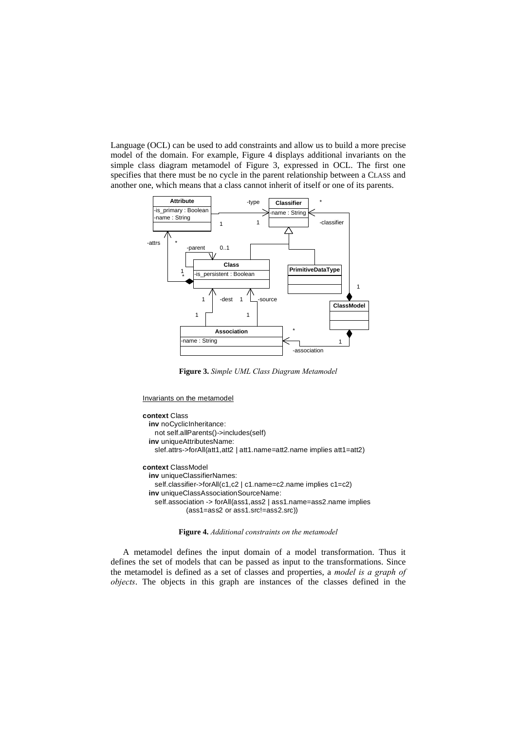Language (OCL) can be used to add constraints and allow us to build a more precise model of the domain. For example, Figure 4 displays additional invariants on the simple class diagram metamodel of Figure 3, expressed in OCL. The first one specifies that there must be no cycle in the parent relationship between a CLASS and another one, which means that a class cannot inherit of itself or one of its parents.

**Figure 3.** *Simple UML Class Diagram Metamodel*

```
Invariants on the metamodel

context Class
  inv noCyclicInheritance:
    not self.allParents()->includes(self)
  inv uniqueAttributesName:
    slef.attrs->forAll(att1,att2 | att1.name=att2.name implies att1=att2)

context ClassModel
  inv uniqueClassifierNames:
    self.classifier->forAll(c1,c2 | c1.name=c2.name implies c1=c2)
  inv uniqueClassAssociationSourceName:
    self.association -> forAll(ass1,ass2 | ass1.name=ass2.name implies
              (ass1=ass2 or ass1.src!=ass2.src))
```

**Figure 4.** *Additional constraints on the metamodel*

A metamodel defines the input domain of a model transformation. Thus it defines the set of models that can be passed as input to the transformations. Since the metamodel is defined as a set of classes and properties, a *model is a graph of objects*. The objects in this graph are instances of the classes defined in the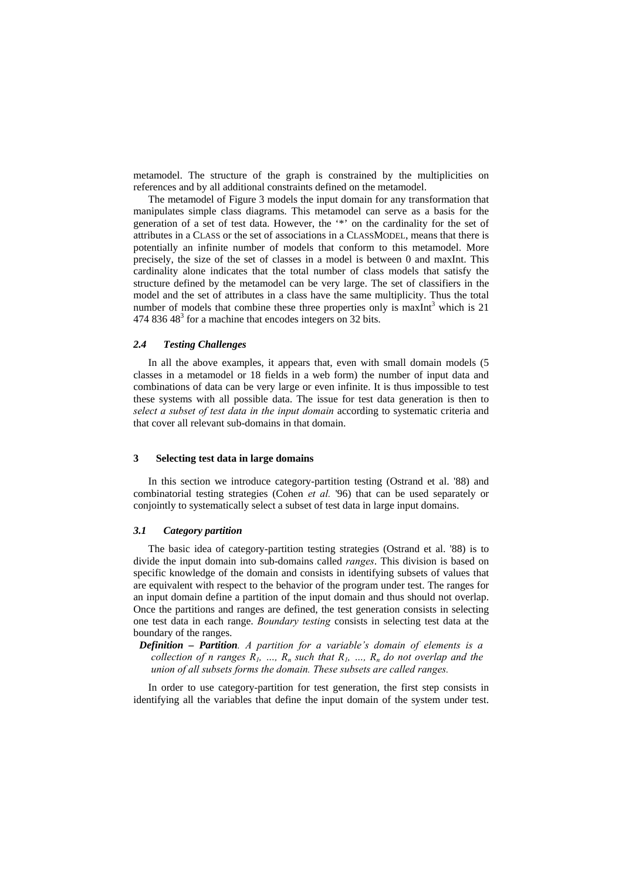metamodel. The structure of the graph is constrained by the multiplicities on references and by all additional constraints defined on the metamodel.

The metamodel of Figure 3 models the input domain for any transformation that manipulates simple class diagrams. This metamodel can serve as a basis for the generation of a set of test data. However, the '*' on the cardinality for the set of attributes in a CLASS or the set of associations in a CLASSMODEL, means that there is potentially an infinite number of models that conform to this metamodel. More precisely, the size of the set of classes in a model is between 0 and maxInt. This cardinality alone indicates that the total number of class models that satisfy the structure defined by the metamodel can be very large. The set of classifiers in the model and the set of attributes in a class have the same multiplicity. Thus the total number of models that combine these three properties only is $maxInt^3$ which is $21\ 474\ 836\ 48^3$ for a machine that encodes integers on 32 bits.

### *2.4 Testing Challenges*

In all the above examples, it appears that, even with small domain models (5 classes in a metamodel or 18 fields in a web form) the number of input data and combinations of data can be very large or even infinite. It is thus impossible to test these systems with all possible data. The issue for test data generation is then to *select a subset of test data in the input domain* according to systematic criteria and that cover all relevant sub-domains in that domain.

## 3 Selecting test data in large domains

In this section we introduce category-partition testing (Ostrand et al. '88) and combinatorial testing strategies (Cohen *et al.* '96) that can be used separately or conjointly to systematically select a subset of test data in large input domains.

### *3.1 Category partition*

The basic idea of category-partition testing strategies (Ostrand et al. '88) is to divide the input domain into sub-domains called *ranges*. This division is based on specific knowledge of the domain and consists in identifying subsets of values that are equivalent with respect to the behavior of the program under test. The ranges for an input domain define a partition of the input domain and thus should not overlap. Once the partitions and ranges are defined, the test generation consists in selecting one test data in each range. *Boundary testing* consists in selecting test data at the boundary of the ranges.

***Definition – Partition****. A partition for a variable's domain of elements is a collection of n ranges $R_1, \ldots, R_n$ such that $R_1, \ldots, R_n$ do not overlap and the union of all subsets forms the domain. These subsets are called ranges.*

In order to use category-partition for test generation, the first step consists in identifying all the variables that define the input domain of the system under test.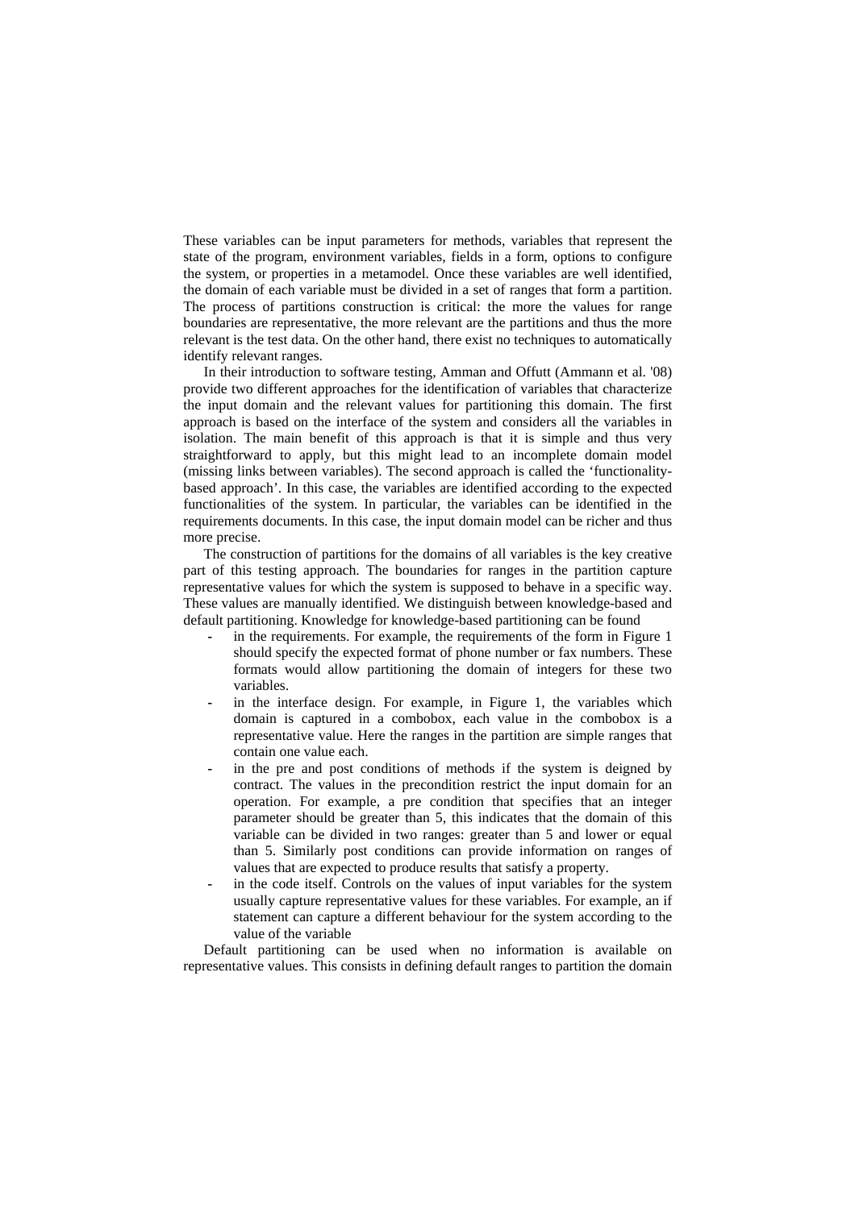These variables can be input parameters for methods, variables that represent the state of the program, environment variables, fields in a form, options to configure the system, or properties in a metamodel. Once these variables are well identified, the domain of each variable must be divided in a set of ranges that form a partition. The process of partitions construction is critical: the more the values for range boundaries are representative, the more relevant are the partitions and thus the more relevant is the test data. On the other hand, there exist no techniques to automatically identify relevant ranges.

In their introduction to software testing, Amman and Offutt (Ammann et al. '08) provide two different approaches for the identification of variables that characterize the input domain and the relevant values for partitioning this domain. The first approach is based on the interface of the system and considers all the variables in isolation. The main benefit of this approach is that it is simple and thus very straightforward to apply, but this might lead to an incomplete domain model (missing links between variables). The second approach is called the 'functionality-based approach'. In this case, the variables are identified according to the expected functionalities of the system. In particular, the variables can be identified in the requirements documents. In this case, the input domain model can be richer and thus more precise.

The construction of partitions for the domains of all variables is the key creative part of this testing approach. The boundaries for ranges in the partition capture representative values for which the system is supposed to behave in a specific way. These values are manually identified. We distinguish between knowledge-based and default partitioning. Knowledge for knowledge-based partitioning can be found

- in the requirements. For example, the requirements of the form in Figure 1 should specify the expected format of phone number or fax numbers. These formats would allow partitioning the domain of integers for these two variables.
- in the interface design. For example, in Figure 1, the variables which domain is captured in a combobox, each value in the combobox is a representative value. Here the ranges in the partition are simple ranges that contain one value each.
- in the pre and post conditions of methods if the system is deigned by contract. The values in the precondition restrict the input domain for an operation. For example, a pre condition that specifies that an integer parameter should be greater than 5, this indicates that the domain of this variable can be divided in two ranges: greater than 5 and lower or equal than 5. Similarly post conditions can provide information on ranges of values that are expected to produce results that satisfy a property.
- in the code itself. Controls on the values of input variables for the system usually capture representative values for these variables. For example, an if statement can capture a different behaviour for the system according to the value of the variable

Default partitioning can be used when no information is available on representative values. This consists in defining default ranges to partition the domain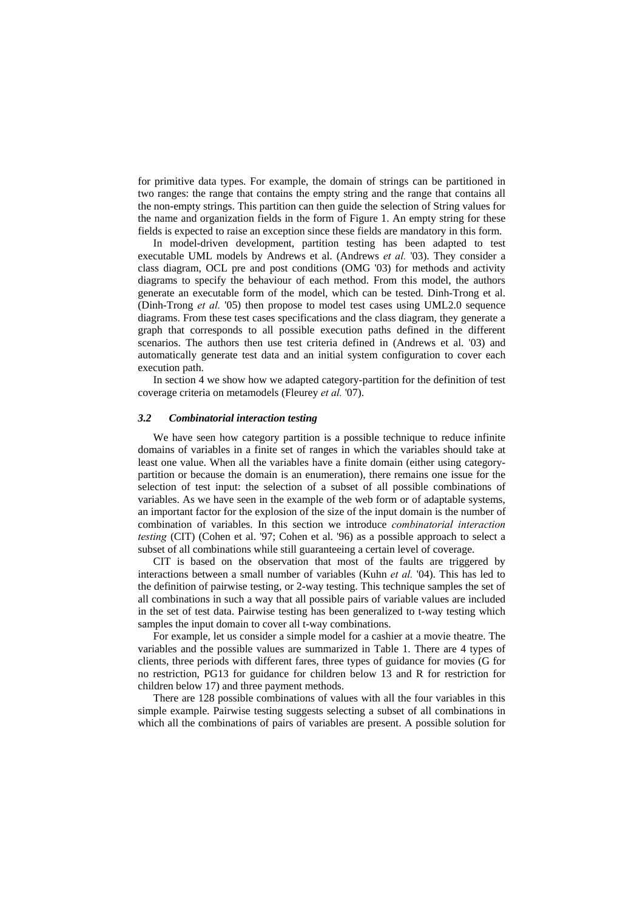for primitive data types. For example, the domain of strings can be partitioned in two ranges: the range that contains the empty string and the range that contains all the non-empty strings. This partition can then guide the selection of String values for the name and organization fields in the form of Figure 1. An empty string for these fields is expected to raise an exception since these fields are mandatory in this form.

In model-driven development, partition testing has been adapted to test executable UML models by Andrews et al. (Andrews *et al.* '03). They consider a class diagram, OCL pre and post conditions (OMG '03) for methods and activity diagrams to specify the behaviour of each method. From this model, the authors generate an executable form of the model, which can be tested. Dinh-Trong et al. (Dinh-Trong *et al.* '05) then propose to model test cases using UML2.0 sequence diagrams. From these test cases specifications and the class diagram, they generate a graph that corresponds to all possible execution paths defined in the different scenarios. The authors then use test criteria defined in (Andrews et al. '03) and automatically generate test data and an initial system configuration to cover each execution path.

In section 4 we show how we adapted category-partition for the definition of test coverage criteria on metamodels (Fleurey *et al.* '07).

### *3.2 Combinatorial interaction testing*

We have seen how category partition is a possible technique to reduce infinite domains of variables in a finite set of ranges in which the variables should take at least one value. When all the variables have a finite domain (either using category-partition or because the domain is an enumeration), there remains one issue for the selection of test input: the selection of a subset of all possible combinations of variables. As we have seen in the example of the web form or of adaptable systems, an important factor for the explosion of the size of the input domain is the number of combination of variables. In this section we introduce *combinatorial interaction testing* (CIT) (Cohen et al. '97; Cohen et al. '96) as a possible approach to select a subset of all combinations while still guaranteeing a certain level of coverage.

CIT is based on the observation that most of the faults are triggered by interactions between a small number of variables (Kuhn *et al.* '04). This has led to the definition of pairwise testing, or 2-way testing. This technique samples the set of all combinations in such a way that all possible pairs of variable values are included in the set of test data. Pairwise testing has been generalized to t-way testing which samples the input domain to cover all t-way combinations.

For example, let us consider a simple model for a cashier at a movie theatre. The variables and the possible values are summarized in Table 1. There are 4 types of clients, three periods with different fares, three types of guidance for movies (G for no restriction, PG13 for guidance for children below 13 and R for restriction for children below 17) and three payment methods.

There are 128 possible combinations of values with all the four variables in this simple example. Pairwise testing suggests selecting a subset of all combinations in which all the combinations of pairs of variables are present. A possible solution for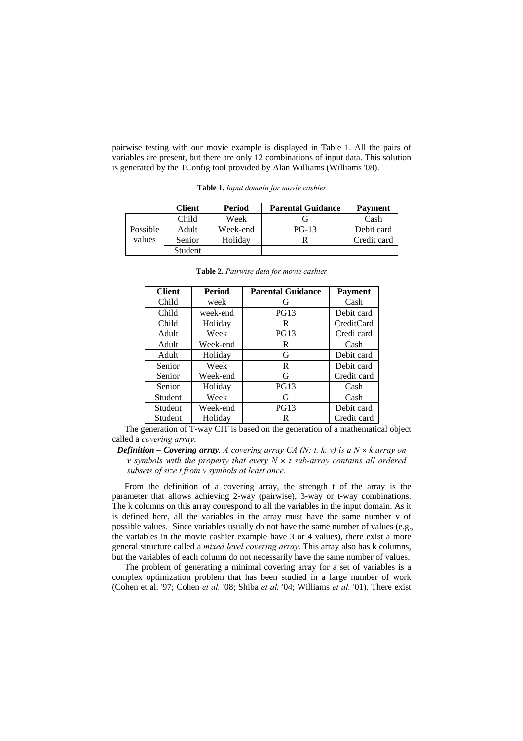pairwise testing with our movie example is displayed in Table 1. All the pairs of variables are present, but there are only 12 combinations of input data. This solution is generated by the TConfig tool provided by Alan Williams (Williams '08).

**Table 1.** *Input domain for movie cashier*

| | Client | Period | Parental Guidance | Payment |
|---|---|---|---|---|
| Possible values | Child | Week | G | Cash |
| | Adult | Week-end | PG-13 | Debit card |
| | Senior | Holiday | R | Credit card |
| | Student | | | |

**Table 2.** *Pairwise data for movie cashier*

| Client | Period | Parental Guidance | Payment |
|---|---|---|---|
| Child | week | G | Cash |
| Child | week-end | PG13 | Debit card |
| Child | Holiday | R | CreditCard |
| Adult | Week | PG13 | Credi card |
| Adult | Week-end | R | Cash |
| Adult | Holiday | G | Debit card |
| Senior | Week | R | Debit card |
| Senior | Week-end | G | Credit card |
| Senior | Holiday | PG13 | Cash |
| Student | Week | G | Cash |
| Student | Week-end | PG13 | Debit card |
| Student | Holiday | R | Credit card |

The generation of T-way CIT is based on the generation of a mathematical object called a *covering array*.

***Definition – Covering array****. A covering array CA (N; t, k, v) is a $N \times k$ array on v symbols with the property that every $N \times t$ sub-array contains all ordered subsets of size t from v symbols at least once.*

From the definition of a covering array, the strength t of the array is the parameter that allows achieving 2-way (pairwise), 3-way or t-way combinations. The k columns on this array correspond to all the variables in the input domain. As it is defined here, all the variables in the array must have the same number v of possible values. Since variables usually do not have the same number of values (e.g., the variables in the movie cashier example have 3 or 4 values), there exist a more general structure called a *mixed level covering array*. This array also has k columns, but the variables of each column do not necessarily have the same number of values.

The problem of generating a minimal covering array for a set of variables is a complex optimization problem that has been studied in a large number of work (Cohen et al. '97; Cohen *et al.* '08; Shiba *et al.* '04; Williams *et al.* '01). There exist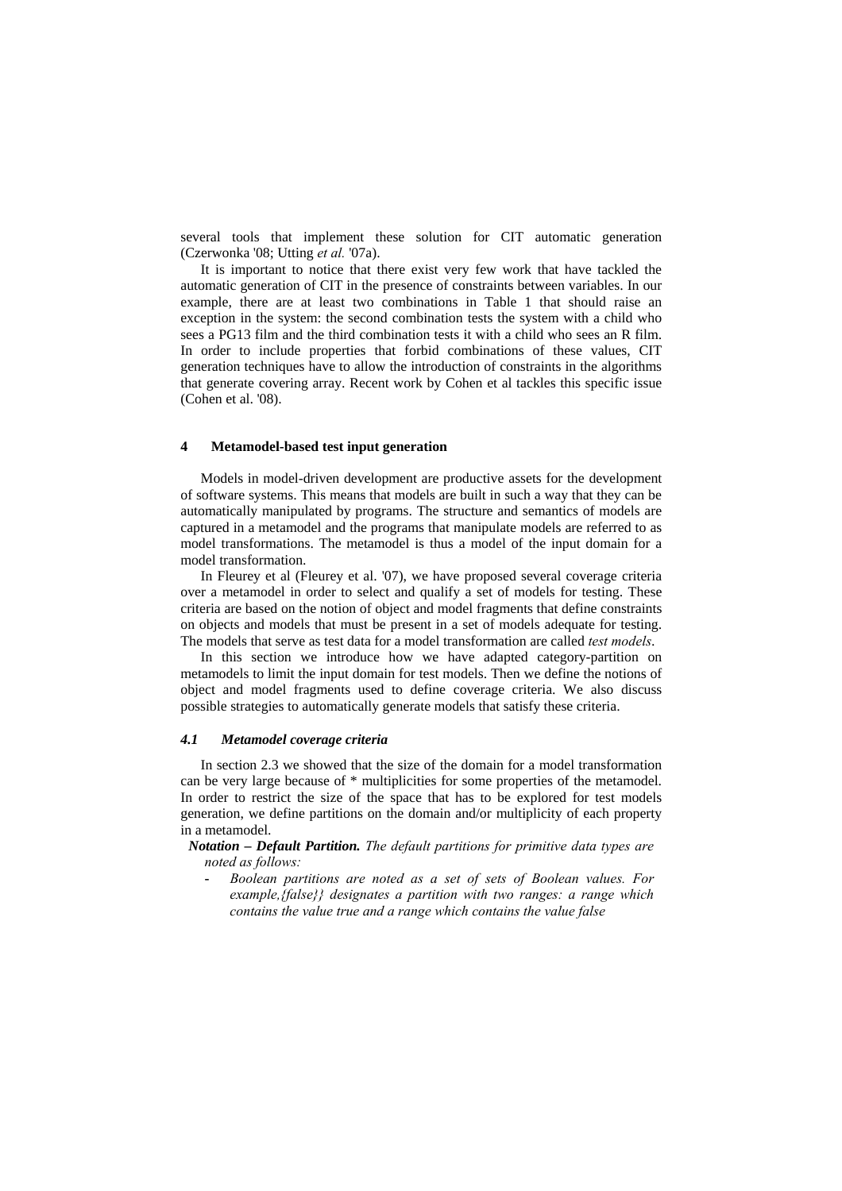several tools that implement these solution for CIT automatic generation (Czerwonka '08; Utting *et al.* '07a).

It is important to notice that there exist very few work that have tackled the automatic generation of CIT in the presence of constraints between variables. In our example, there are at least two combinations in Table 1 that should raise an exception in the system: the second combination tests the system with a child who sees a PG13 film and the third combination tests it with a child who sees an R film. In order to include properties that forbid combinations of these values, CIT generation techniques have to allow the introduction of constraints in the algorithms that generate covering array. Recent work by Cohen et al tackles this specific issue (Cohen et al. '08).

## 4 Metamodel-based test input generation

Models in model-driven development are productive assets for the development of software systems. This means that models are built in such a way that they can be automatically manipulated by programs. The structure and semantics of models are captured in a metamodel and the programs that manipulate models are referred to as model transformations. The metamodel is thus a model of the input domain for a model transformation.

In Fleurey et al (Fleurey et al. '07), we have proposed several coverage criteria over a metamodel in order to select and qualify a set of models for testing. These criteria are based on the notion of object and model fragments that define constraints on objects and models that must be present in a set of models adequate for testing. The models that serve as test data for a model transformation are called *test models*.

In this section we introduce how we have adapted category-partition on metamodels to limit the input domain for test models. Then we define the notions of object and model fragments used to define coverage criteria. We also discuss possible strategies to automatically generate models that satisfy these criteria.

### *4.1 Metamodel coverage criteria*

In section 2.3 we showed that the size of the domain for a model transformation can be very large because of * multiplicities for some properties of the metamodel. In order to restrict the size of the space that has to be explored for test models generation, we define partitions on the domain and/or multiplicity of each property in a metamodel.

***Notation – Default Partition.*** *The default partitions for primitive data types are noted as follows:*

- *Boolean partitions are noted as a set of sets of Boolean values. For example,{false}} designates a partition with two ranges: a range which contains the value true and a range which contains the value false*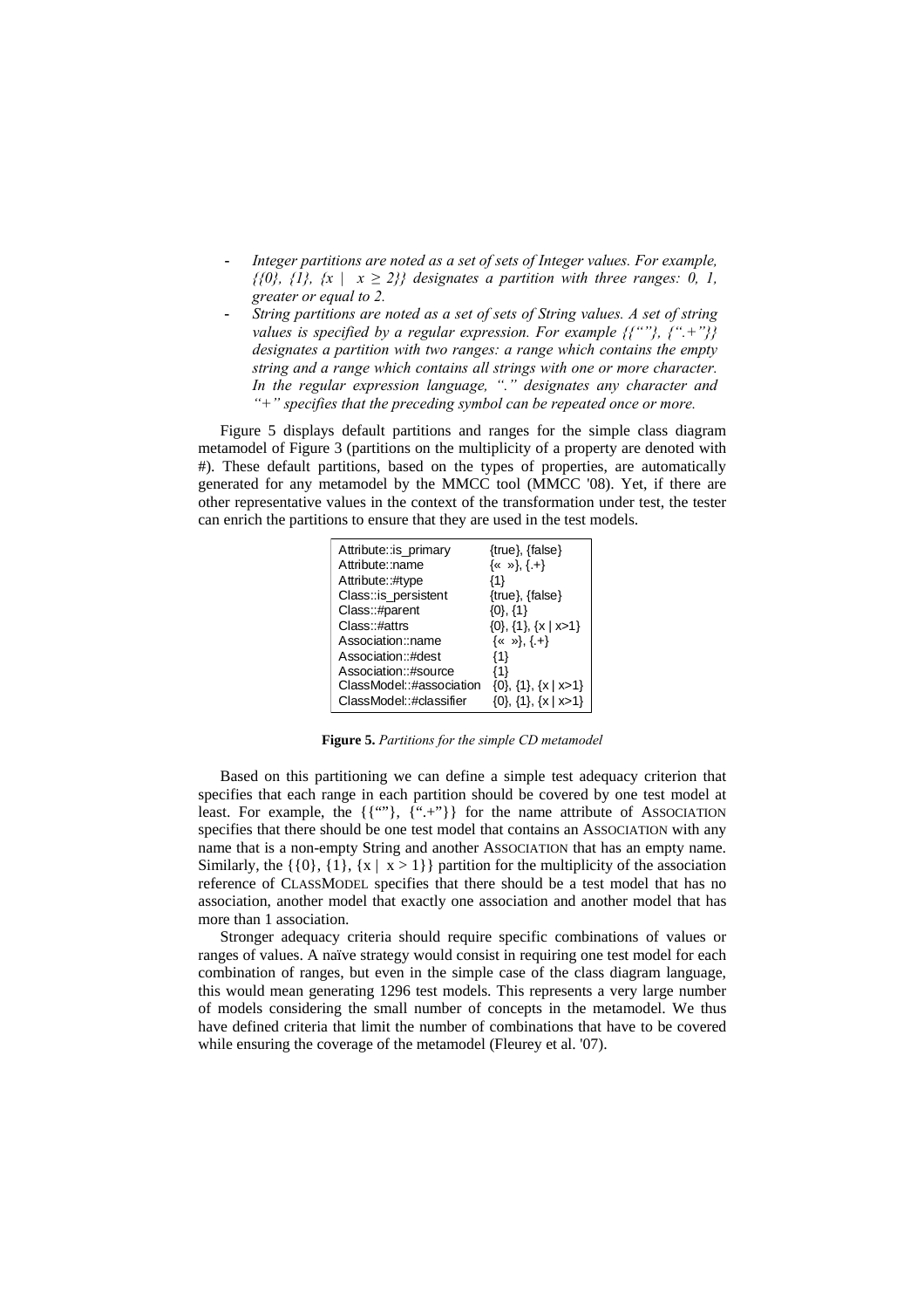- *Integer partitions are noted as a set of sets of Integer values. For example, {{0}, {1}, {x | x ≥ 2}} designates a partition with three ranges: 0, 1, greater or equal to 2.*
- *String partitions are noted as a set of sets of String values. A set of string values is specified by a regular expression. For example {{""}, {".+"}} designates a partition with two ranges: a range which contains the empty string and a range which contains all strings with one or more character. In the regular expression language, "." designates any character and "+" specifies that the preceding symbol can be repeated once or more.*

Figure 5 displays default partitions and ranges for the simple class diagram metamodel of Figure 3 (partitions on the multiplicity of a property are denoted with #). These default partitions, based on the types of properties, are automatically generated for any metamodel by the MMCC tool (MMCC '08). Yet, if there are other representative values in the context of the transformation under test, the tester can enrich the partitions to ensure that they are used in the test models.

| | |
|---|---|
| Attribute::is_primary | {true}, {false} |
| Attribute::name | {« »}, {.+} |
| Attribute::#type | {1} |
| Class::is_persistent | {true}, {false} |
| Class::#parent | {0}, {1} |
| Class::#attrs | {0}, {1}, {x \| x>1} |
| Association::name | {« »}, {.+} |
| Association::#dest | {1} |
| Association::#source | {1} |
| ClassModel::#association | {0}, {1}, {x \| x>1} |
| ClassModel::#classifier | {0}, {1}, {x \| x>1} |

**Figure 5.** *Partitions for the simple CD metamodel*

Based on this partitioning we can define a simple test adequacy criterion that specifies that each range in each partition should be covered by one test model at least. For example, the {{""}, {".+"}} for the name attribute of ASSOCIATION specifies that there should be one test model that contains an ASSOCIATION with any name that is a non-empty String and another ASSOCIATION that has an empty name. Similarly, the {{0}, {1}, {x | x > 1}} partition for the multiplicity of the association reference of CLASSMODEL specifies that there should be a test model that has no association, another model that exactly one association and another model that has more than 1 association.

Stronger adequacy criteria should require specific combinations of values or ranges of values. A naïve strategy would consist in requiring one test model for each combination of ranges, but even in the simple case of the class diagram language, this would mean generating 1296 test models. This represents a very large number of models considering the small number of concepts in the metamodel. We thus have defined criteria that limit the number of combinations that have to be covered while ensuring the coverage of the metamodel (Fleurey et al. '07).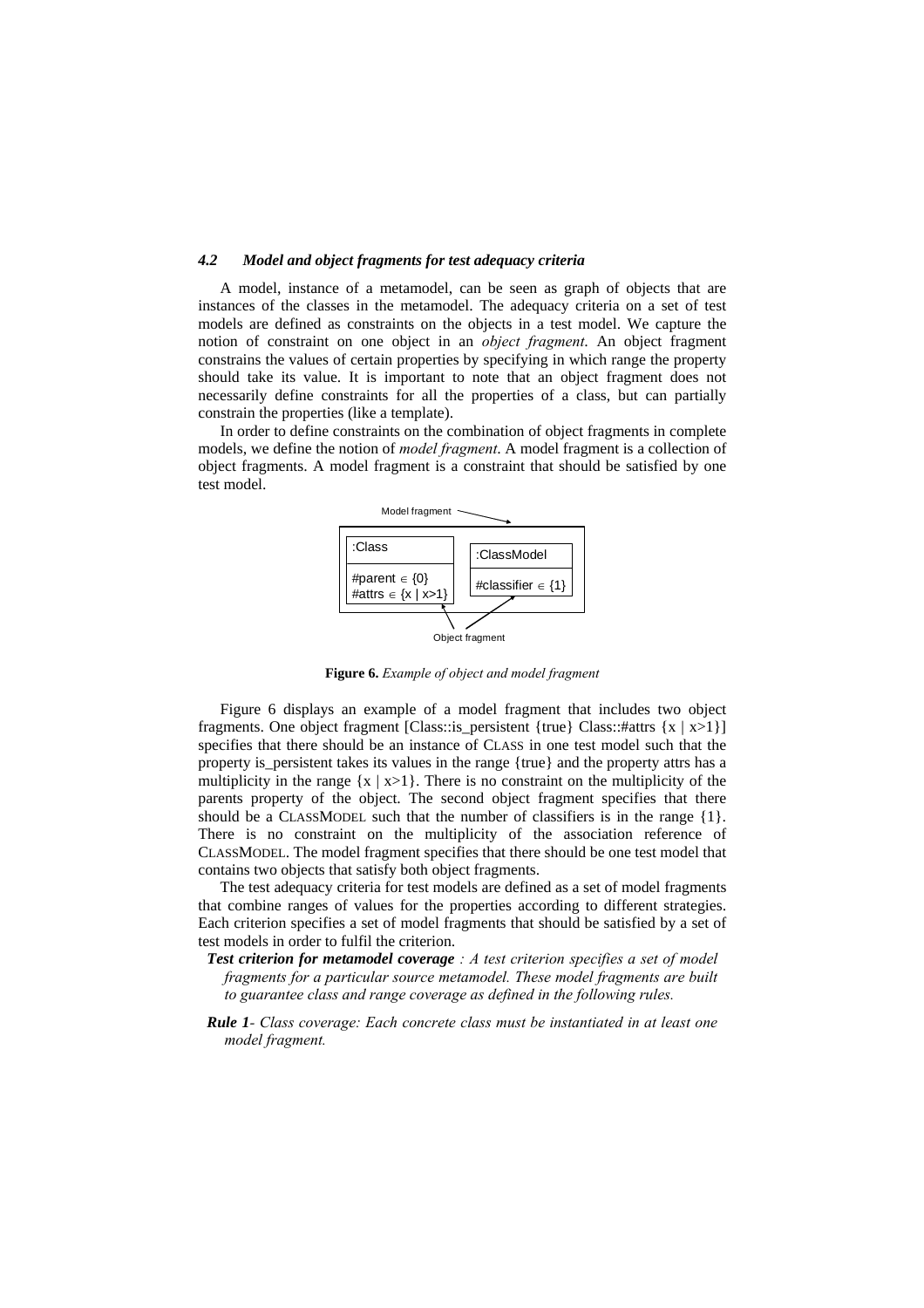### 4.2 Model and object fragments for test adequacy criteria

A model, instance of a metamodel, can be seen as graph of objects that are instances of the classes in the metamodel. The adequacy criteria on a set of test models are defined as constraints on the objects in a test model. We capture the notion of constraint on one object in an *object fragment*. An object fragment constrains the values of certain properties by specifying in which range the property should take its value. It is important to note that an object fragment does not necessarily define constraints for all the properties of a class, but can partially constrain the properties (like a template).

In order to define constraints on the combination of object fragments in complete models, we define the notion of *model fragment*. A model fragment is a collection of object fragments. A model fragment is a constraint that should be satisfied by one test model.

Model fragment

:Class

#parent $\in$ {0}
#attrs $\in$ {x | x>1}

:ClassModel

#classifier $\in$ {1}

Object fragment

**Figure 6.** *Example of object and model fragment*

Figure 6 displays an example of a model fragment that includes two object fragments. One object fragment [Class::is_persistent {true} Class::#attrs {x | x>1}] specifies that there should be an instance of CLASS in one test model such that the property is_persistent takes its values in the range {true} and the property attrs has a multiplicity in the range {x | x>1}. There is no constraint on the multiplicity of the parents property of the object. The second object fragment specifies that there should be a CLASSMODEL such that the number of classifiers is in the range {1}. There is no constraint on the multiplicity of the association reference of CLASSMODEL. The model fragment specifies that there should be one test model that contains two objects that satisfy both object fragments.

The test adequacy criteria for test models are defined as a set of model fragments that combine ranges of values for the properties according to different strategies. Each criterion specifies a set of model fragments that should be satisfied by a set of test models in order to fulfil the criterion.

***Test criterion for metamodel coverage*** *: A test criterion specifies a set of model fragments for a particular source metamodel. These model fragments are built to guarantee class and range coverage as defined in the following rules.*

***Rule 1****- Class coverage: Each concrete class must be instantiated in at least one model fragment.*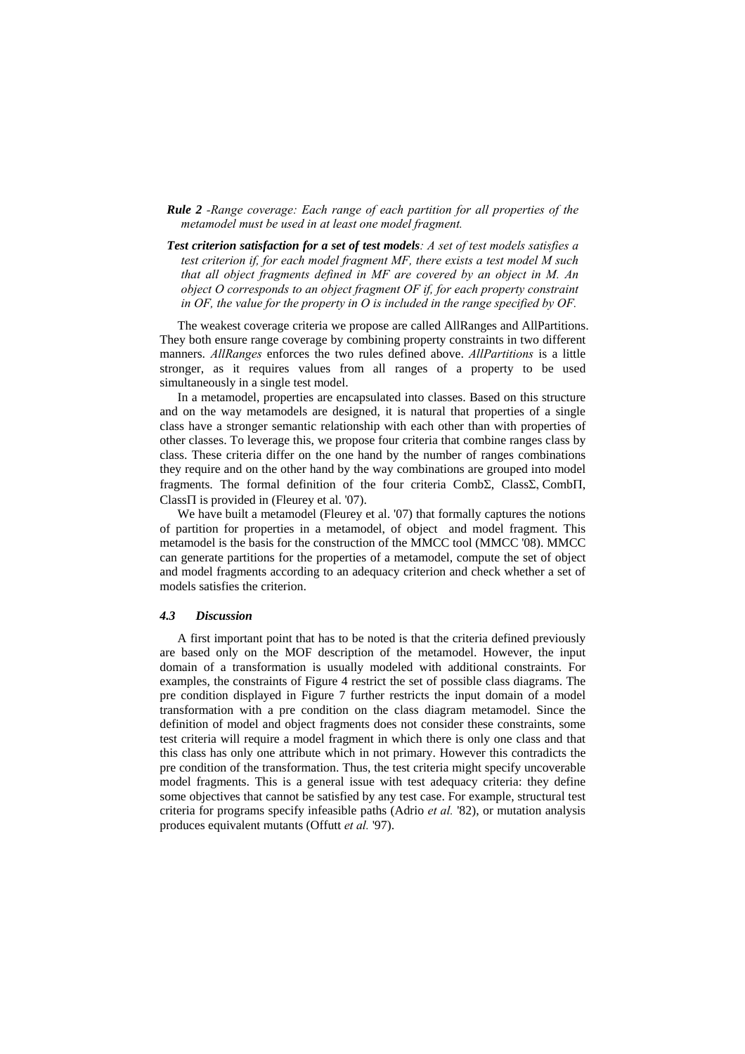***Rule 2** -Range coverage: Each range of each partition for all properties of the metamodel must be used in at least one model fragment.*

***Test criterion satisfaction for a set of test models**: A set of test models satisfies a test criterion if, for each model fragment MF, there exists a test model M such that all object fragments defined in MF are covered by an object in M. An object O corresponds to an object fragment OF if, for each property constraint in OF, the value for the property in O is included in the range specified by OF.*

The weakest coverage criteria we propose are called AllRanges and AllPartitions. They both ensure range coverage by combining property constraints in two different manners. *AllRanges* enforces the two rules defined above. *AllPartitions* is a little stronger, as it requires values from all ranges of a property to be used simultaneously in a single test model.

In a metamodel, properties are encapsulated into classes. Based on this structure and on the way metamodels are designed, it is natural that properties of a single class have a stronger semantic relationship with each other than with properties of other classes. To leverage this, we propose four criteria that combine ranges class by class. These criteria differ on the one hand by the number of ranges combinations they require and on the other hand by the way combinations are grouped into model fragments. The formal definition of the four criteria CombΣ, ClassΣ, CombΠ, ClassΠ is provided in (Fleurey et al. '07).

We have built a metamodel (Fleurey et al. '07) that formally captures the notions of partition for properties in a metamodel, of object and model fragment. This metamodel is the basis for the construction of the MMCC tool (MMCC '08). MMCC can generate partitions for the properties of a metamodel, compute the set of object and model fragments according to an adequacy criterion and check whether a set of models satisfies the criterion.

### *4.3 Discussion*

A first important point that has to be noted is that the criteria defined previously are based only on the MOF description of the metamodel. However, the input domain of a transformation is usually modeled with additional constraints. For examples, the constraints of Figure 4 restrict the set of possible class diagrams. The pre condition displayed in Figure 7 further restricts the input domain of a model transformation with a pre condition on the class diagram metamodel. Since the definition of model and object fragments does not consider these constraints, some test criteria will require a model fragment in which there is only one class and that this class has only one attribute which in not primary. However this contradicts the pre condition of the transformation. Thus, the test criteria might specify uncoverable model fragments. This is a general issue with test adequacy criteria: they define some objectives that cannot be satisfied by any test case. For example, structural test criteria for programs specify infeasible paths (Adrio *et al.* '82), or mutation analysis produces equivalent mutants (Offutt *et al.* '97).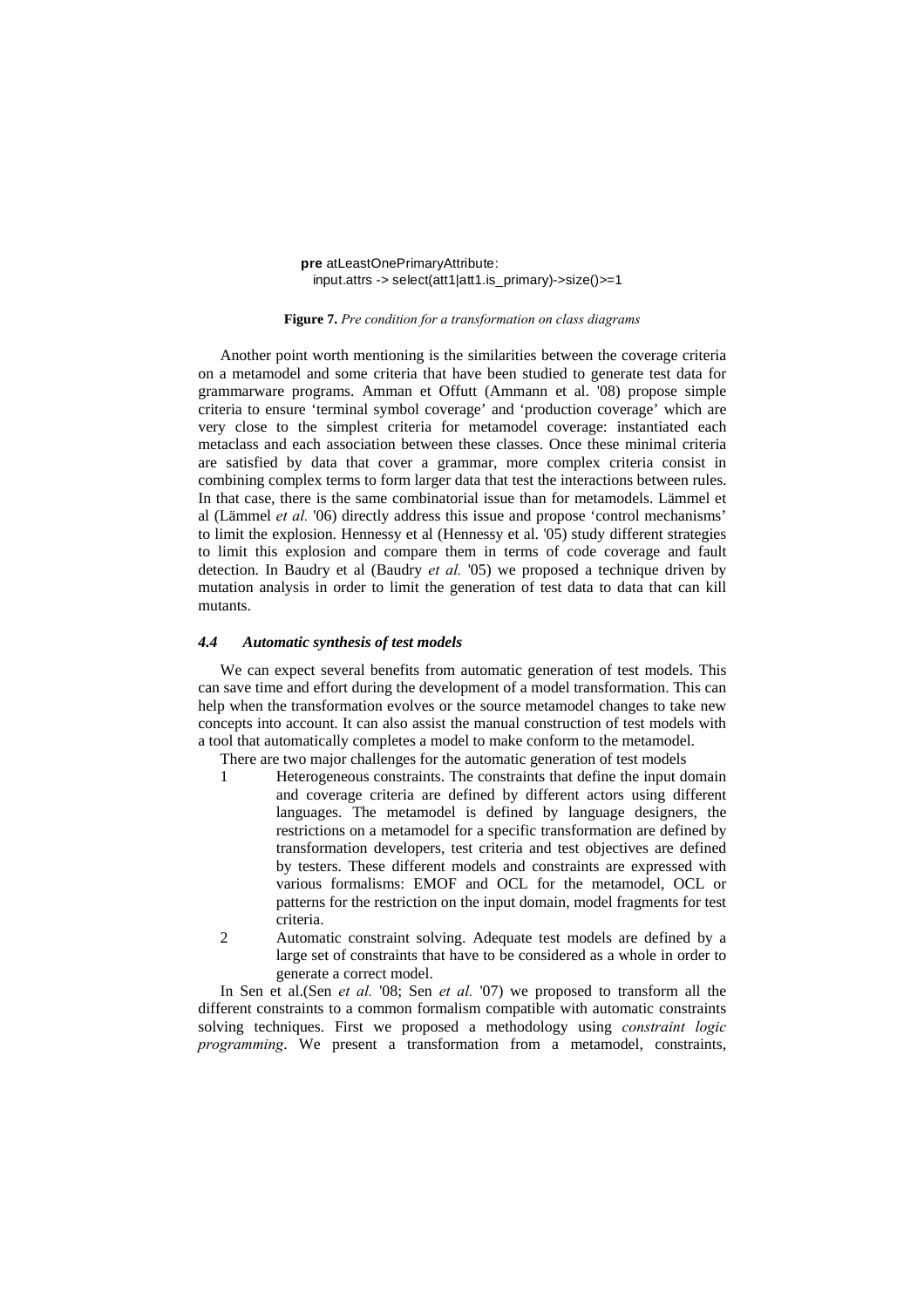```
pre atLeastOnePrimaryAttribute:
  input.attrs -> select(att1|att1.is_primary)->size()>=1
```

**Figure 7.** *Pre condition for a transformation on class diagrams*

Another point worth mentioning is the similarities between the coverage criteria on a metamodel and some criteria that have been studied to generate test data for grammarware programs. Amman et Offutt (Ammann et al. '08) propose simple criteria to ensure 'terminal symbol coverage' and 'production coverage' which are very close to the simplest criteria for metamodel coverage: instantiated each metaclass and each association between these classes. Once these minimal criteria are satisfied by data that cover a grammar, more complex criteria consist in combining complex terms to form larger data that test the interactions between rules. In that case, there is the same combinatorial issue than for metamodels. Lämmel et al (Lämmel *et al.* '06) directly address this issue and propose 'control mechanisms' to limit the explosion. Hennessy et al (Hennessy et al. '05) study different strategies to limit this explosion and compare them in terms of code coverage and fault detection. In Baudry et al (Baudry *et al.* '05) we proposed a technique driven by mutation analysis in order to limit the generation of test data to data that can kill mutants.

### *4.4 Automatic synthesis of test models*

We can expect several benefits from automatic generation of test models. This can save time and effort during the development of a model transformation. This can help when the transformation evolves or the source metamodel changes to take new concepts into account. It can also assist the manual construction of test models with a tool that automatically completes a model to make conform to the metamodel.

There are two major challenges for the automatic generation of test models

1. Heterogeneous constraints. The constraints that define the input domain and coverage criteria are defined by different actors using different languages. The metamodel is defined by language designers, the restrictions on a metamodel for a specific transformation are defined by transformation developers, test criteria and test objectives are defined by testers. These different models and constraints are expressed with various formalisms: EMOF and OCL for the metamodel, OCL or patterns for the restriction on the input domain, model fragments for test criteria.
2. Automatic constraint solving. Adequate test models are defined by a large set of constraints that have to be considered as a whole in order to generate a correct model.

In Sen et al.(Sen *et al.* '08; Sen *et al.* '07) we proposed to transform all the different constraints to a common formalism compatible with automatic constraints solving techniques. First we proposed a methodology using *constraint logic programming*. We present a transformation from a metamodel, constraints,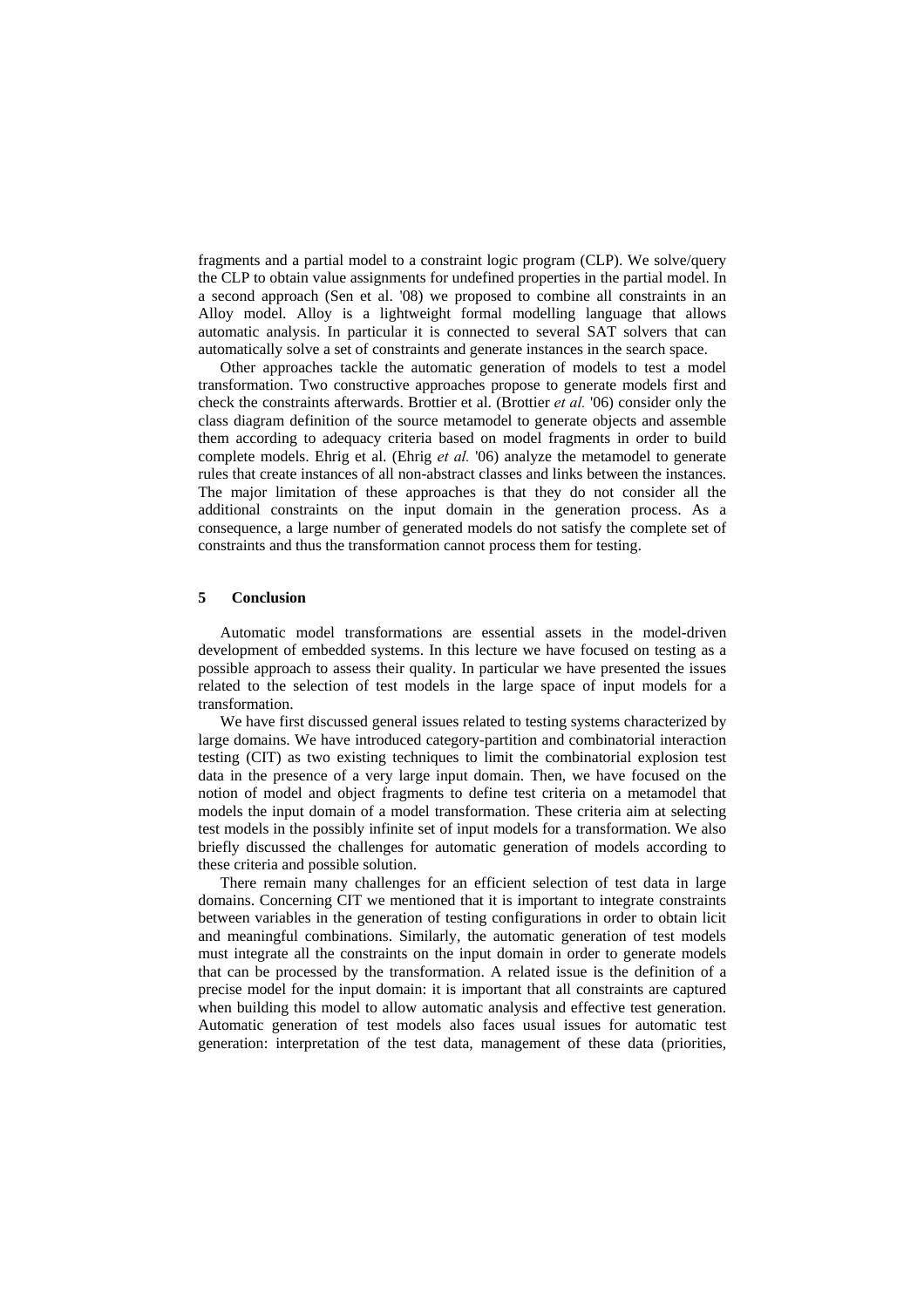fragments and a partial model to a constraint logic program (CLP). We solve/query the CLP to obtain value assignments for undefined properties in the partial model. In a second approach (Sen et al. '08) we proposed to combine all constraints in an Alloy model. Alloy is a lightweight formal modelling language that allows automatic analysis. In particular it is connected to several SAT solvers that can automatically solve a set of constraints and generate instances in the search space.

Other approaches tackle the automatic generation of models to test a model transformation. Two constructive approaches propose to generate models first and check the constraints afterwards. Brottier et al. (Brottier *et al.* '06) consider only the class diagram definition of the source metamodel to generate objects and assemble them according to adequacy criteria based on model fragments in order to build complete models. Ehrig et al. (Ehrig *et al.* '06) analyze the metamodel to generate rules that create instances of all non-abstract classes and links between the instances. The major limitation of these approaches is that they do not consider all the additional constraints on the input domain in the generation process. As a consequence, a large number of generated models do not satisfy the complete set of constraints and thus the transformation cannot process them for testing.

## 5 Conclusion

Automatic model transformations are essential assets in the model-driven development of embedded systems. In this lecture we have focused on testing as a possible approach to assess their quality. In particular we have presented the issues related to the selection of test models in the large space of input models for a transformation.

We have first discussed general issues related to testing systems characterized by large domains. We have introduced category-partition and combinatorial interaction testing (CIT) as two existing techniques to limit the combinatorial explosion test data in the presence of a very large input domain. Then, we have focused on the notion of model and object fragments to define test criteria on a metamodel that models the input domain of a model transformation. These criteria aim at selecting test models in the possibly infinite set of input models for a transformation. We also briefly discussed the challenges for automatic generation of models according to these criteria and possible solution.

There remain many challenges for an efficient selection of test data in large domains. Concerning CIT we mentioned that it is important to integrate constraints between variables in the generation of testing configurations in order to obtain licit and meaningful combinations. Similarly, the automatic generation of test models must integrate all the constraints on the input domain in order to generate models that can be processed by the transformation. A related issue is the definition of a precise model for the input domain: it is important that all constraints are captured when building this model to allow automatic analysis and effective test generation. Automatic generation of test models also faces usual issues for automatic test generation: interpretation of the test data, management of these data (priorities,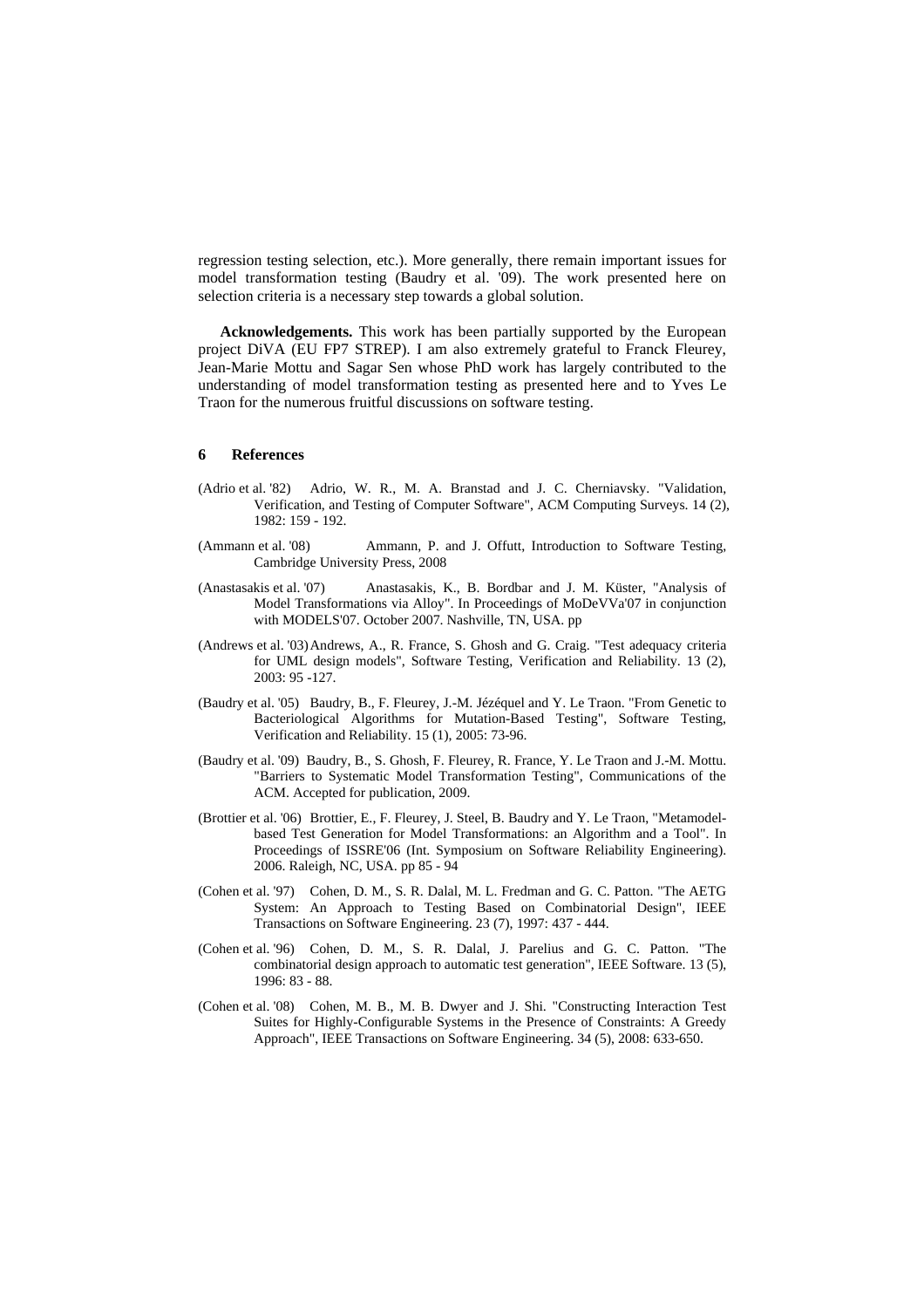regression testing selection, etc.). More generally, there remain important issues for model transformation testing (Baudry et al. '09). The work presented here on selection criteria is a necessary step towards a global solution.

**Acknowledgements.** This work has been partially supported by the European project DiVA (EU FP7 STREP). I am also extremely grateful to Franck Fleurey, Jean-Marie Mottu and Sagar Sen whose PhD work has largely contributed to the understanding of model transformation testing as presented here and to Yves Le Traon for the numerous fruitful discussions on software testing.

## 6 References

(Adrio et al. '82) Adrio, W. R., M. A. Branstad and J. C. Cherniavsky. "Validation, Verification, and Testing of Computer Software", ACM Computing Surveys. 14 (2), 1982: 159 - 192.

(Ammann et al. '08) Ammann, P. and J. Offutt, Introduction to Software Testing, Cambridge University Press, 2008

(Anastasakis et al. '07) Anastasakis, K., B. Bordbar and J. M. Küster, "Analysis of Model Transformations via Alloy". In Proceedings of MoDeVVa'07 in conjunction with MODELS'07. October 2007. Nashville, TN, USA. pp

(Andrews et al. '03) Andrews, A., R. France, S. Ghosh and G. Craig. "Test adequacy criteria for UML design models", Software Testing, Verification and Reliability. 13 (2), 2003: 95 -127.

(Baudry et al. '05) Baudry, B., F. Fleurey, J.-M. Jézéquel and Y. Le Traon. "From Genetic to Bacteriological Algorithms for Mutation-Based Testing", Software Testing, Verification and Reliability. 15 (1), 2005: 73-96.

(Baudry et al. '09) Baudry, B., S. Ghosh, F. Fleurey, R. France, Y. Le Traon and J.-M. Mottu. "Barriers to Systematic Model Transformation Testing", Communications of the ACM. Accepted for publication, 2009.

(Brottier et al. '06) Brottier, E., F. Fleurey, J. Steel, B. Baudry and Y. Le Traon, "Metamodel-based Test Generation for Model Transformations: an Algorithm and a Tool". In Proceedings of ISSRE'06 (Int. Symposium on Software Reliability Engineering). 2006. Raleigh, NC, USA. pp 85 - 94

(Cohen et al. '97) Cohen, D. M., S. R. Dalal, M. L. Fredman and G. C. Patton. "The AETG System: An Approach to Testing Based on Combinatorial Design", IEEE Transactions on Software Engineering. 23 (7), 1997: 437 - 444.

(Cohen et al. '96) Cohen, D. M., S. R. Dalal, J. Parelius and G. C. Patton. "The combinatorial design approach to automatic test generation", IEEE Software. 13 (5), 1996: 83 - 88.

(Cohen et al. '08) Cohen, M. B., M. B. Dwyer and J. Shi. "Constructing Interaction Test Suites for Highly-Configurable Systems in the Presence of Constraints: A Greedy Approach", IEEE Transactions on Software Engineering. 34 (5), 2008: 633-650.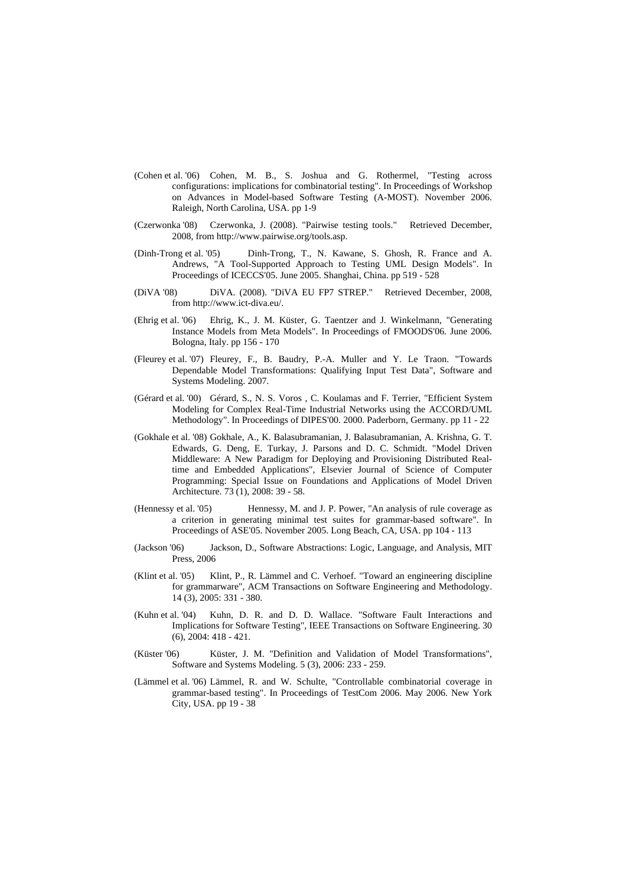(Cohen et al. '06) Cohen, M. B., S. Joshua and G. Rothermel, "Testing across configurations: implications for combinatorial testing". In Proceedings of Workshop on Advances in Model-based Software Testing (A-MOST). November 2006. Raleigh, North Carolina, USA. pp 1-9

(Czerwonka '08) Czerwonka, J. (2008). "Pairwise testing tools." Retrieved December, 2008, from http://www.pairwise.org/tools.asp.

(Dinh-Trong et al. '05) Dinh-Trong, T., N. Kawane, S. Ghosh, R. France and A. Andrews, "A Tool-Supported Approach to Testing UML Design Models". In Proceedings of ICECCS'05. June 2005. Shanghai, China. pp 519 - 528

(DiVA '08) DiVA. (2008). "DiVA EU FP7 STREP." Retrieved December, 2008, from http://www.ict-diva.eu/.

(Ehrig et al. '06) Ehrig, K., J. M. Küster, G. Taentzer and J. Winkelmann, "Generating Instance Models from Meta Models". In Proceedings of FMOODS'06. June 2006. Bologna, Italy. pp 156 - 170

(Fleurey et al. '07) Fleurey, F., B. Baudry, P.-A. Muller and Y. Le Traon. "Towards Dependable Model Transformations: Qualifying Input Test Data", Software and Systems Modeling. 2007.

(Gérard et al. '00) Gérard, S., N. S. Voros , C. Koulamas and F. Terrier, "Efficient System Modeling for Complex Real-Time Industrial Networks using the ACCORD/UML Methodology". In Proceedings of DIPES'00. 2000. Paderborn, Germany. pp 11 - 22

(Gokhale et al. '08) Gokhale, A., K. Balasubramanian, J. Balasubramanian, A. Krishna, G. T. Edwards, G. Deng, E. Turkay, J. Parsons and D. C. Schmidt. "Model Driven Middleware: A New Paradigm for Deploying and Provisioning Distributed Real-time and Embedded Applications", Elsevier Journal of Science of Computer Programming: Special Issue on Foundations and Applications of Model Driven Architecture. 73 (1), 2008: 39 - 58.

(Hennessy et al. '05) Hennessy, M. and J. P. Power, "An analysis of rule coverage as a criterion in generating minimal test suites for grammar-based software". In Proceedings of ASE'05. November 2005. Long Beach, CA, USA. pp 104 - 113

(Jackson '06) Jackson, D., Software Abstractions: Logic, Language, and Analysis, MIT Press, 2006

(Klint et al. '05) Klint, P., R. Lämmel and C. Verhoef. "Toward an engineering discipline for grammarware", ACM Transactions on Software Engineering and Methodology. 14 (3), 2005: 331 - 380.

(Kuhn et al. '04) Kuhn, D. R. and D. D. Wallace. "Software Fault Interactions and Implications for Software Testing", IEEE Transactions on Software Engineering. 30 (6), 2004: 418 - 421.

(Küster '06) Küster, J. M. "Definition and Validation of Model Transformations", Software and Systems Modeling. 5 (3), 2006: 233 - 259.

(Lämmel et al. '06) Lämmel, R. and W. Schulte, "Controllable combinatorial coverage in grammar-based testing". In Proceedings of TestCom 2006. May 2006. New York City, USA. pp 19 - 38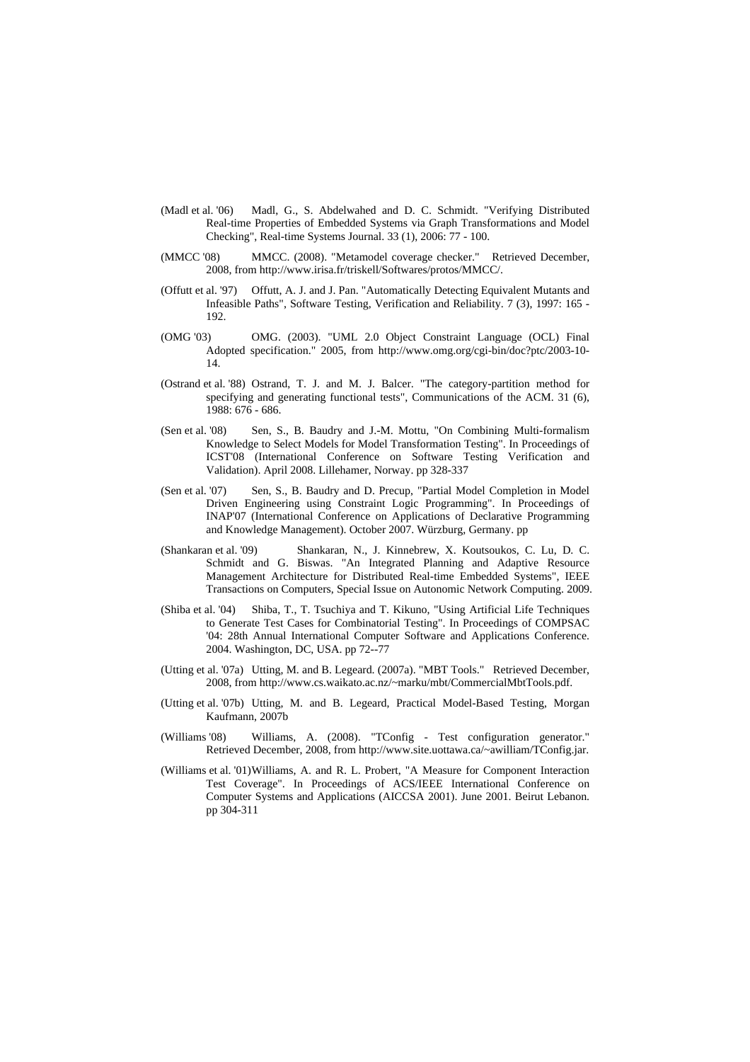(Madl et al. '06) Madl, G., S. Abdelwahed and D. C. Schmidt. "Verifying Distributed Real-time Properties of Embedded Systems via Graph Transformations and Model Checking", Real-time Systems Journal. 33 (1), 2006: 77 - 100.

(MMCC '08) MMCC. (2008). "Metamodel coverage checker." Retrieved December, 2008, from http://www.irisa.fr/triskell/Softwares/protos/MMCC/.

(Offutt et al. '97) Offutt, A. J. and J. Pan. "Automatically Detecting Equivalent Mutants and Infeasible Paths", Software Testing, Verification and Reliability. 7 (3), 1997: 165 - 192.

(OMG '03) OMG. (2003). "UML 2.0 Object Constraint Language (OCL) Final Adopted specification." 2005, from http://www.omg.org/cgi-bin/doc?ptc/2003-10-14.

(Ostrand et al. '88) Ostrand, T. J. and M. J. Balcer. "The category-partition method for specifying and generating functional tests", Communications of the ACM. 31 (6), 1988: 676 - 686.

(Sen et al. '08) Sen, S., B. Baudry and J.-M. Mottu, "On Combining Multi-formalism Knowledge to Select Models for Model Transformation Testing". In Proceedings of ICST'08 (International Conference on Software Testing Verification and Validation). April 2008. Lillehamer, Norway. pp 328-337

(Sen et al. '07) Sen, S., B. Baudry and D. Precup, "Partial Model Completion in Model Driven Engineering using Constraint Logic Programming". In Proceedings of INAP'07 (International Conference on Applications of Declarative Programming and Knowledge Management). October 2007. Würzburg, Germany. pp

(Shankaran et al. '09) Shankaran, N., J. Kinnebrew, X. Koutsoukos, C. Lu, D. C. Schmidt and G. Biswas. "An Integrated Planning and Adaptive Resource Management Architecture for Distributed Real-time Embedded Systems", IEEE Transactions on Computers, Special Issue on Autonomic Network Computing. 2009.

(Shiba et al. '04) Shiba, T., T. Tsuchiya and T. Kikuno, "Using Artificial Life Techniques to Generate Test Cases for Combinatorial Testing". In Proceedings of COMPSAC '04: 28th Annual International Computer Software and Applications Conference. 2004. Washington, DC, USA. pp 72--77

(Utting et al. '07a) Utting, M. and B. Legeard. (2007a). "MBT Tools." Retrieved December, 2008, from http://www.cs.waikato.ac.nz/~marku/mbt/CommercialMbtTools.pdf.

(Utting et al. '07b) Utting, M. and B. Legeard, Practical Model-Based Testing, Morgan Kaufmann, 2007b

(Williams '08) Williams, A. (2008). "TConfig - Test configuration generator." Retrieved December, 2008, from http://www.site.uottawa.ca/~awilliam/TConfig.jar.

(Williams et al. '01) Williams, A. and R. L. Probert, "A Measure for Component Interaction Test Coverage". In Proceedings of ACS/IEEE International Conference on Computer Systems and Applications (AICCSA 2001). June 2001. Beirut Lebanon. pp 304-311